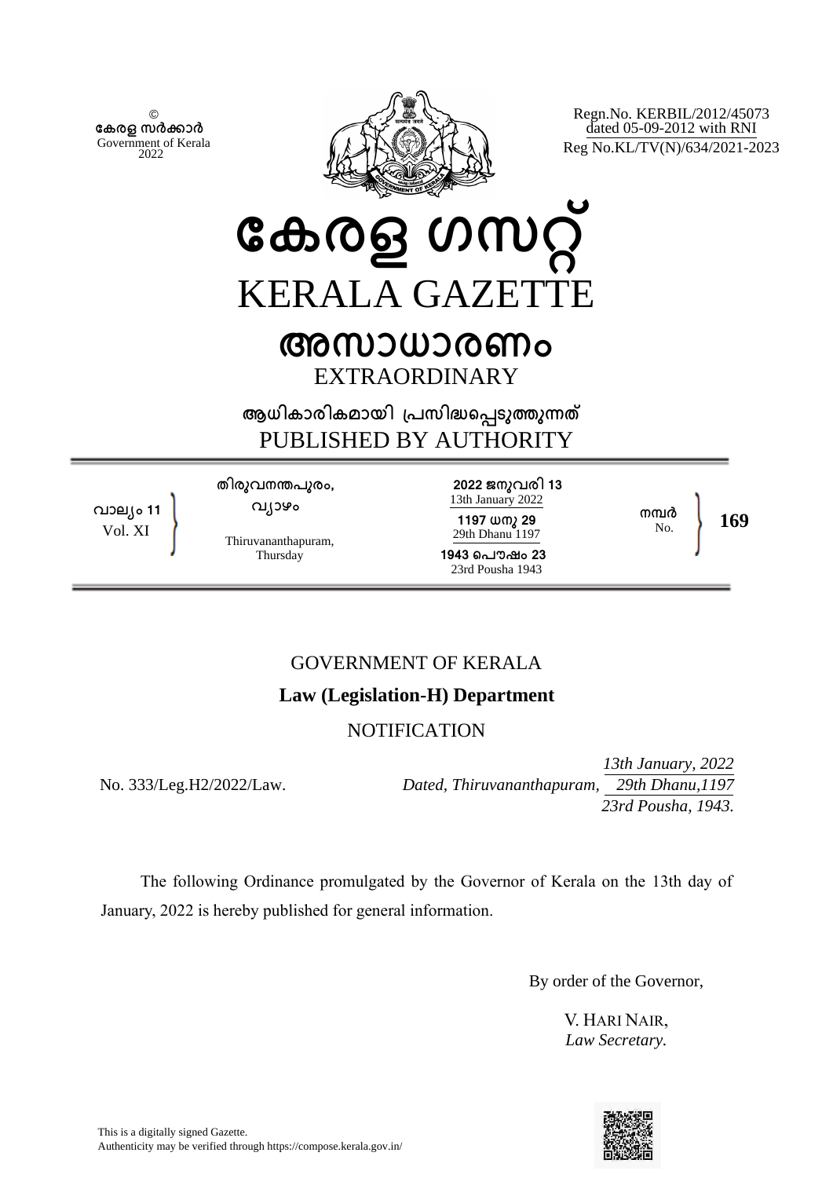© കേരള സർക്കാർ
Government of Kerala
2022

Regn.No. KERBIL/2012/45073
dated 05-09-2012 with RNI
Reg No.KL/TV(N)/634/2021-2023

# കേരള ഗസറ്റ്
# KERALA GAZETTE

## അസാധാരണം
## EXTRAORDINARY

**ആധികാരികമായി പ്രസിദ്ധപ്പെടുത്തുന്നത്**
PUBLISHED BY AUTHORITY

| വാല്യം 11 Vol. XI | തിരുവനന്തപുരം, വ്യാഴം Thiruvananthapuram, Thursday | 2022 ജനുവരി 13 13th January 2022 1197 ധനു 29 29th Dhanu 1197 1943 പൌഷം 23 23rd Pousha 1943 | നമ്പർ No. 169 |
| --- | --- | --- | --- |

GOVERNMENT OF KERALA

**Law (Legislation-H) Department**

NOTIFICATION

No. 333/Leg.H2/2022/Law.

*Dated, Thiruvananthapuram, 13th January, 2022 / 29th Dhanu,1197 / 23rd Pousha, 1943.*

The following Ordinance promulgated by the Governor of Kerala on the 13th day of January, 2022 is hereby published for general information.

By order of the Governor,

V. HARI NAIR,
*Law Secretary.*

This is a digitally signed Gazette.
Authenticity may be verified through https://compose.kerala.gov.in/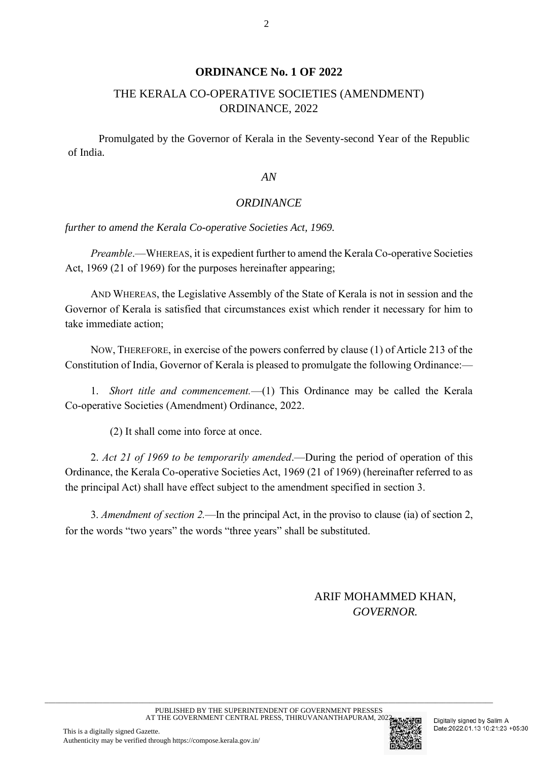## ORDINANCE No. 1 OF 2022

THE KERALA CO-OPERATIVE SOCIETIES (AMENDMENT) ORDINANCE, 2022

Promulgated by the Governor of Kerala in the Seventy-second Year of the Republic of India.

*AN*

*ORDINANCE*

*further to amend the Kerala Co-operative Societies Act, 1969.*

*Preamble*.—WHEREAS, it is expedient further to amend the Kerala Co-operative Societies Act, 1969 (21 of 1969) for the purposes hereinafter appearing;

AND WHEREAS, the Legislative Assembly of the State of Kerala is not in session and the Governor of Kerala is satisfied that circumstances exist which render it necessary for him to take immediate action;

NOW, THEREFORE, in exercise of the powers conferred by clause (1) of Article 213 of the Constitution of India, Governor of Kerala is pleased to promulgate the following Ordinance:—

1. *Short title and commencement.*—(1) This Ordinance may be called the Kerala Co-operative Societies (Amendment) Ordinance, 2022.

(2) It shall come into force at once.

2. *Act 21 of 1969 to be temporarily amended*.—During the period of operation of this Ordinance, the Kerala Co-operative Societies Act, 1969 (21 of 1969) (hereinafter referred to as the principal Act) shall have effect subject to the amendment specified in section 3.

3. *Amendment of section 2.*—In the principal Act, in the proviso to clause (ia) of section 2, for the words "two years" the words "three years" shall be substituted.

ARIF MOHAMMED KHAN,
*GOVERNOR.*

PUBLISHED BY THE SUPERINTENDENT OF GOVERNMENT PRESSES AT THE GOVERNMENT CENTRAL PRESS, THIRUVANANTHAPURAM, 2022.

This is a digitally signed Gazette.
Authenticity may be verified through https://compose.kerala.gov.in/

Digitally signed by Salim A
Date:2022.01.13 10:21:23 +05:30